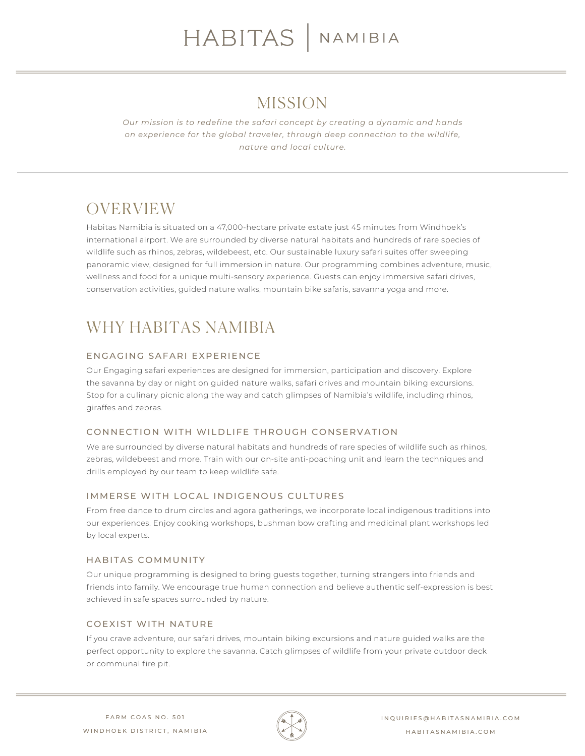# HABITAS | NAMIBIA

## MISSION

*Our mission is to redefine the safari concept by creating a dynamic and hands on experience for the global traveler, through deep connection to the wildlife, nature and local culture.*

## OVERVIEW

Habitas Namibia is situated on a 47,000-hectare private estate just 45 minutes from Windhoek's international airport. We are surrounded by diverse natural habitats and hundreds of rare species of wildlife such as rhinos, zebras, wildebeest, etc. Our sustainable luxury safari suites offer sweeping panoramic view, designed for full immersion in nature. Our programming combines adventure, music, wellness and food for a unique multi-sensory experience. Guests can enjoy immersive safari drives, conservation activities, guided nature walks, mountain bike safaris, savanna yoga and more.

## WHY HABITAS NAMIBIA

### ENGAGING SAFARI EXPERIENCE

Our Engaging safari experiences are designed for immersion, participation and discovery. Explore the savanna by day or night on guided nature walks, safari drives and mountain biking excursions. Stop for a culinary picnic along the way and catch glimpses of Namibia's wildlife, including rhinos, giraffes and zebras.

### CONNECTION WITH WILDLIFE THROUGH CONSERVATION

We are surrounded by diverse natural habitats and hundreds of rare species of wildlife such as rhinos, zebras, wildebeest and more. Train with our on-site anti-poaching unit and learn the techniques and drills employed by our team to keep wildlife safe.

### IMMERSE WITH LOCAL INDIGENOUS CULTURES

From free dance to drum circles and agora gatherings, we incorporate local indigenous traditions into our experiences. Enjoy cooking workshops, bushman bow crafting and medicinal plant workshops led by local experts.

### HABITAS COMMUNITY

Our unique programming is designed to bring guests together, turning strangers into friends and friends into family. We encourage true human connection and believe authentic self-expression is best achieved in safe spaces surrounded by nature.

### COEXIST WITH NATURE

If you crave adventure, our safari drives, mountain biking excursions and nature guided walks are the perfect opportunity to explore the savanna. Catch glimpses of wildlife from your private outdoor deck or communal fire pit.

FARM COAS NO. 501
WINDHOEK DISTRICT, NAMIBIA

INQUIRIES@HABITASNAMIBIA.COM
HABITASNAMIBIA.COM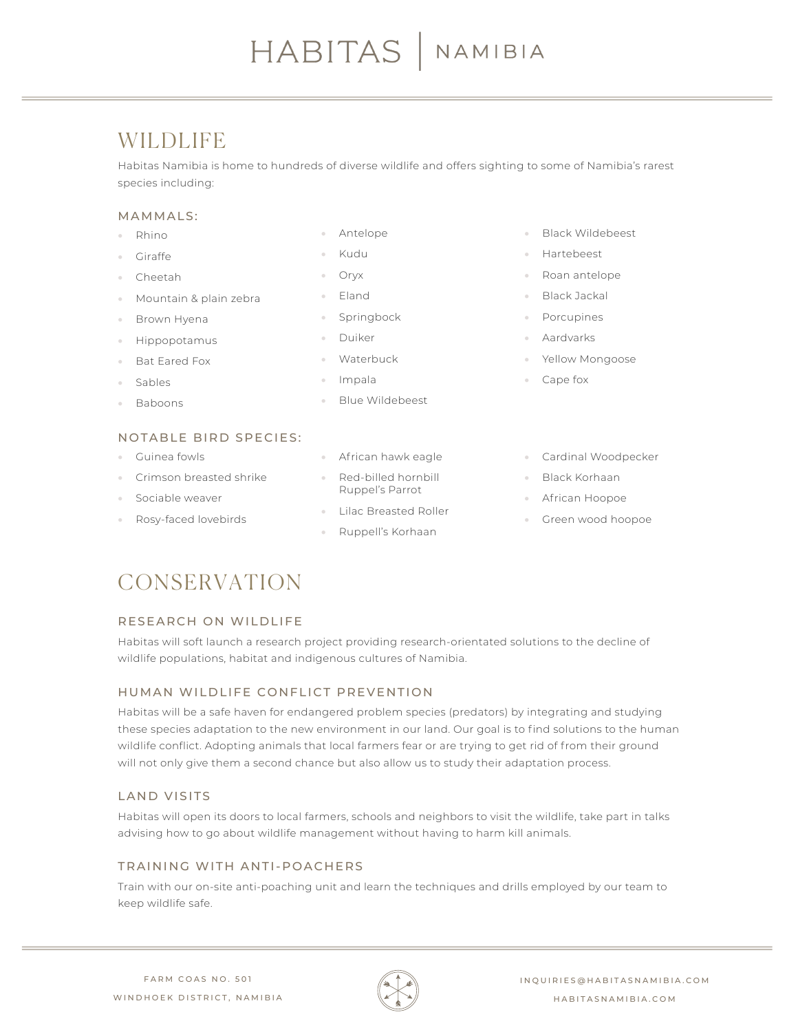# WILDLIFE

Habitas Namibia is home to hundreds of diverse wildlife and offers sighting to some of Namibia's rarest species including:

### MAMMALS:

- Rhino
- Giraffe
- Cheetah
- Mountain & plain zebra
- Brown Hyena
- Hippopotamus
- Bat Eared Fox
- Sables
- Baboons
- Antelope
- Kudu
- Oryx
- Eland
- Springbock
- Duiker
- Waterbuck
- Impala
- Blue Wildebeest
- Black Wildebeest
- Hartebeest
- Roan antelope
- Black Jackal
- Porcupines
- Aardvarks
- Yellow Mongoose
- Cape fox

### NOTABLE BIRD SPECIES:

- Guinea fowls
- Crimson breasted shrike
- Sociable weaver
- Rosy-faced lovebirds
- African hawk eagle
- Red-billed hornbill Ruppel's Parrot
- Lilac Breasted Roller
- Ruppell's Korhaan
- Cardinal Woodpecker
- Black Korhaan
- African Hoopoe
- Green wood hoopoe

# CONSERVATION

### RESEARCH ON WILDLIFE

Habitas will soft launch a research project providing research-orientated solutions to the decline of wildlife populations, habitat and indigenous cultures of Namibia.

### HUMAN WILDLIFE CONFLICT PREVENTION

Habitas will be a safe haven for endangered problem species (predators) by integrating and studying these species adaptation to the new environment in our land. Our goal is to find solutions to the human wildlife conflict. Adopting animals that local farmers fear or are trying to get rid of from their ground will not only give them a second chance but also allow us to study their adaptation process.

### LAND VISITS

Habitas will open its doors to local farmers, schools and neighbors to visit the wildlife, take part in talks advising how to go about wildlife management without having to harm kill animals.

### TRAINING WITH ANTI-POACHERS

Train with our on-site anti-poaching unit and learn the techniques and drills employed by our team to keep wildlife safe.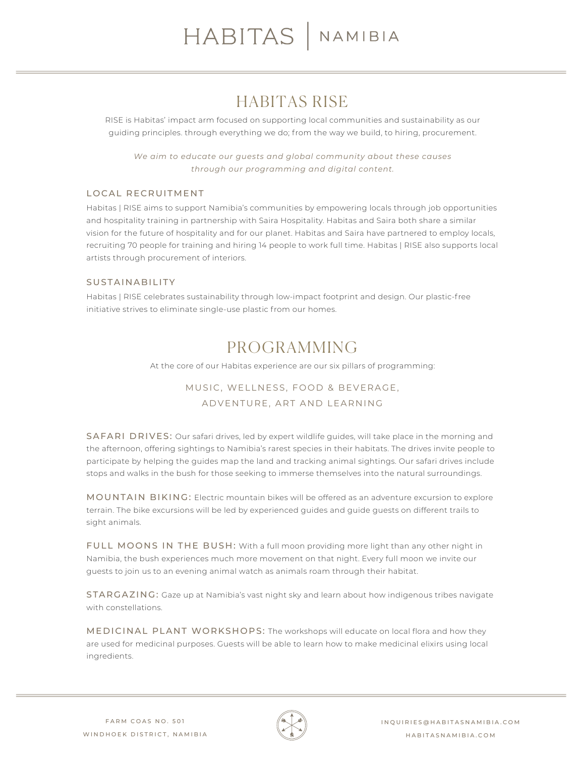## HABITAS RISE

RISE is Habitas' impact arm focused on supporting local communities and sustainability as our guiding principles. through everything we do; from the way we build, to hiring, procurement.

*We aim to educate our guests and global community about these causes through our programming and digital content.*

### LOCAL RECRUITMENT

Habitas | RISE aims to support Namibia's communities by empowering locals through job opportunities and hospitality training in partnership with Saira Hospitality. Habitas and Saira both share a similar vision for the future of hospitality and for our planet. Habitas and Saira have partnered to employ locals, recruiting 70 people for training and hiring 14 people to work full time. Habitas | RISE also supports local artists through procurement of interiors.

### SUSTAINABILITY

Habitas | RISE celebrates sustainability through low-impact footprint and design. Our plastic-free initiative strives to eliminate single-use plastic from our homes.

## PROGRAMMING

At the core of our Habitas experience are our six pillars of programming:

MUSIC, WELLNESS, FOOD & BEVERAGE, ADVENTURE, ART AND LEARNING

**SAFARI DRIVES:** Our safari drives, led by expert wildlife guides, will take place in the morning and the afternoon, offering sightings to Namibia's rarest species in their habitats. The drives invite people to participate by helping the guides map the land and tracking animal sightings. Our safari drives include stops and walks in the bush for those seeking to immerse themselves into the natural surroundings.

**MOUNTAIN BIKING:** Electric mountain bikes will be offered as an adventure excursion to explore terrain. The bike excursions will be led by experienced guides and guide guests on different trails to sight animals.

**FULL MOONS IN THE BUSH:** With a full moon providing more light than any other night in Namibia, the bush experiences much more movement on that night. Every full moon we invite our guests to join us to an evening animal watch as animals roam through their habitat.

**STARGAZING:** Gaze up at Namibia's vast night sky and learn about how indigenous tribes navigate with constellations.

**MEDICINAL PLANT WORKSHOPS:** The workshops will educate on local flora and how they are used for medicinal purposes. Guests will be able to learn how to make medicinal elixirs using local ingredients.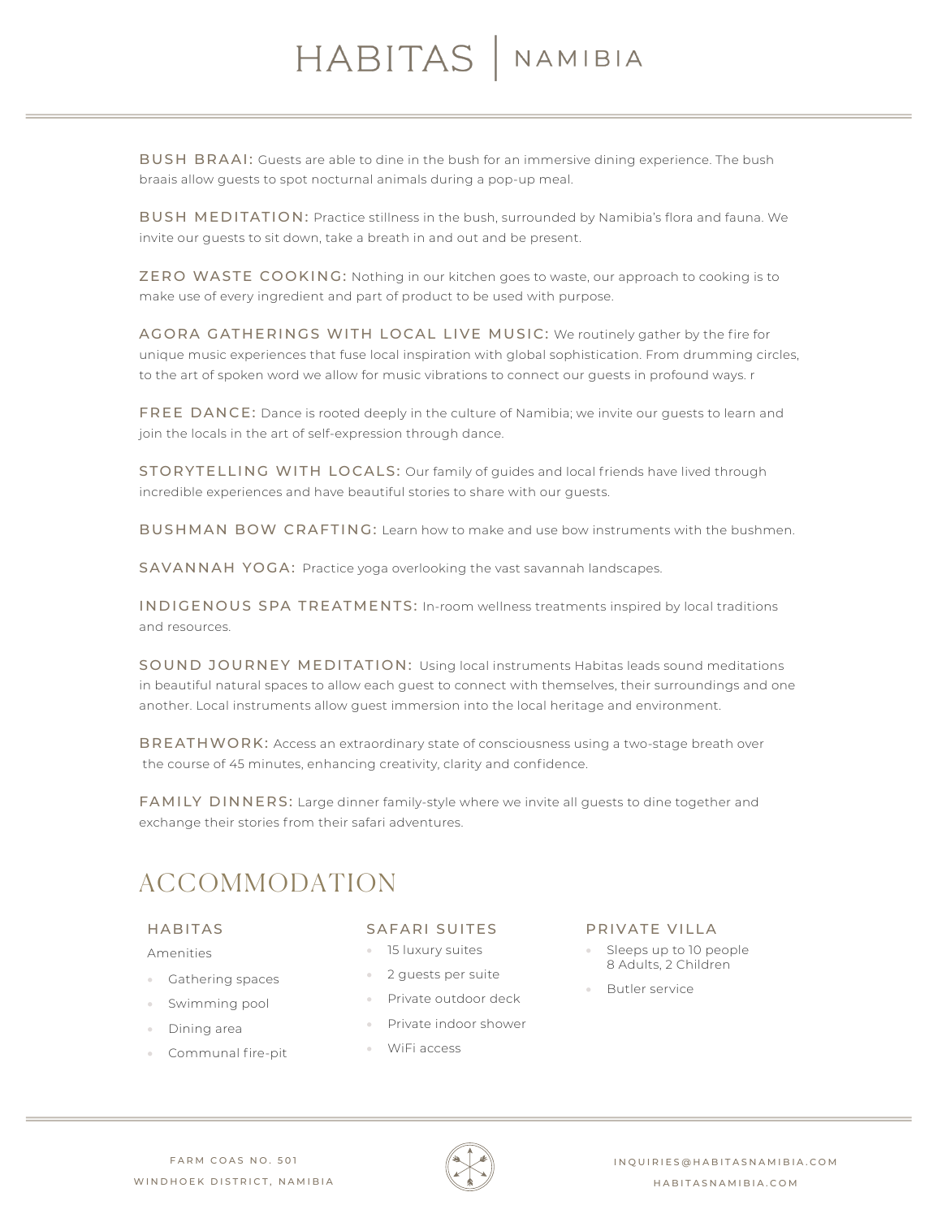**BUSH BRAAI:** Guests are able to dine in the bush for an immersive dining experience. The bush braais allow guests to spot nocturnal animals during a pop-up meal.

**BUSH MEDITATION:** Practice stillness in the bush, surrounded by Namibia's flora and fauna. We invite our guests to sit down, take a breath in and out and be present.

**ZERO WASTE COOKING:** Nothing in our kitchen goes to waste, our approach to cooking is to make use of every ingredient and part of product to be used with purpose.

**AGORA GATHERINGS WITH LOCAL LIVE MUSIC:** We routinely gather by the fire for unique music experiences that fuse local inspiration with global sophistication. From drumming circles, to the art of spoken word we allow for music vibrations to connect our guests in profound ways. r

**FREE DANCE:** Dance is rooted deeply in the culture of Namibia; we invite our guests to learn and join the locals in the art of self-expression through dance.

**STORYTELLING WITH LOCALS:** Our family of guides and local friends have lived through incredible experiences and have beautiful stories to share with our guests.

**BUSHMAN BOW CRAFTING:** Learn how to make and use bow instruments with the bushmen.

**SAVANNAH YOGA:** Practice yoga overlooking the vast savannah landscapes.

**INDIGENOUS SPA TREATMENTS:** In-room wellness treatments inspired by local traditions and resources.

**SOUND JOURNEY MEDITATION:** Using local instruments Habitas leads sound meditations in beautiful natural spaces to allow each guest to connect with themselves, their surroundings and one another. Local instruments allow guest immersion into the local heritage and environment.

**BREATHWORK:** Access an extraordinary state of consciousness using a two-stage breath over the course of 45 minutes, enhancing creativity, clarity and confidence.

**FAMILY DINNERS:** Large dinner family-style where we invite all guests to dine together and exchange their stories from their safari adventures.

## ACCOMMODATION

### HABITAS

Amenities

- Gathering spaces
- Swimming pool
- Dining area
- Communal fire-pit

### SAFARI SUITES

- 15 luxury suites
- 2 guests per suite
- Private outdoor deck
- Private indoor shower
- WiFi access

### PRIVATE VILLA

- Sleeps up to 10 people
  8 Adults, 2 Children
- Butler service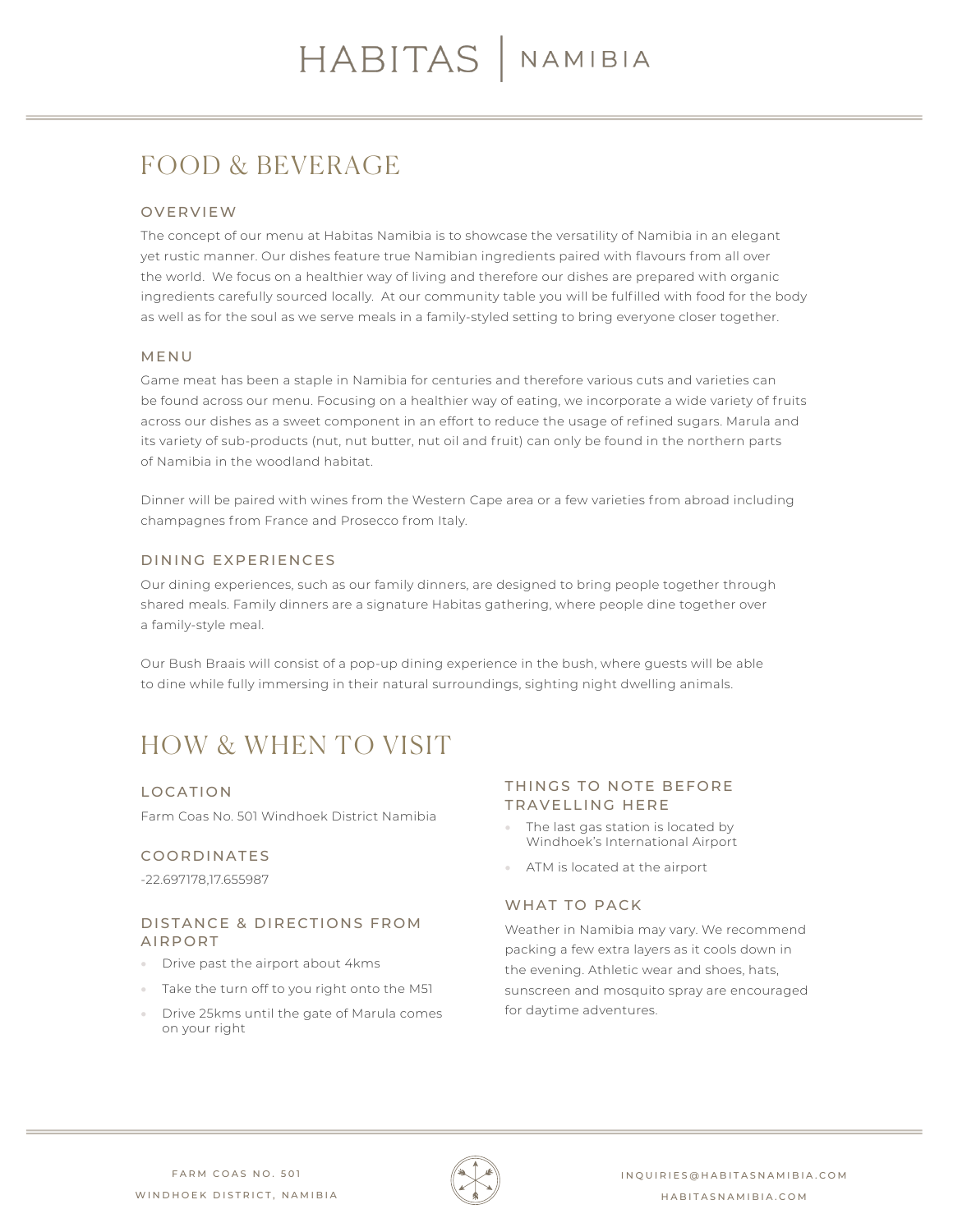## FOOD & BEVERAGE

### OVERVIEW

The concept of our menu at Habitas Namibia is to showcase the versatility of Namibia in an elegant yet rustic manner. Our dishes feature true Namibian ingredients paired with flavours from all over the world. We focus on a healthier way of living and therefore our dishes are prepared with organic ingredients carefully sourced locally. At our community table you will be fulfilled with food for the body as well as for the soul as we serve meals in a family-styled setting to bring everyone closer together.

### MENU

Game meat has been a staple in Namibia for centuries and therefore various cuts and varieties can be found across our menu. Focusing on a healthier way of eating, we incorporate a wide variety of fruits across our dishes as a sweet component in an effort to reduce the usage of refined sugars. Marula and its variety of sub-products (nut, nut butter, nut oil and fruit) can only be found in the northern parts of Namibia in the woodland habitat.

Dinner will be paired with wines from the Western Cape area or a few varieties from abroad including champagnes from France and Prosecco from Italy.

### DINING EXPERIENCES

Our dining experiences, such as our family dinners, are designed to bring people together through shared meals. Family dinners are a signature Habitas gathering, where people dine together over a family-style meal.

Our Bush Braais will consist of a pop-up dining experience in the bush, where guests will be able to dine while fully immersing in their natural surroundings, sighting night dwelling animals.

## HOW & WHEN TO VISIT

### LOCATION

Farm Coas No. 501 Windhoek District Namibia

### COORDINATES

-22.697178,17.655987

### DISTANCE & DIRECTIONS FROM AIRPORT

- Drive past the airport about 4kms
- Take the turn off to you right onto the M51
- Drive 25kms until the gate of Marula comes on your right

### THINGS TO NOTE BEFORE TRAVELLING HERE

- The last gas station is located by Windhoek's International Airport
- ATM is located at the airport

### WHAT TO PACK

Weather in Namibia may vary. We recommend packing a few extra layers as it cools down in the evening. Athletic wear and shoes, hats, sunscreen and mosquito spray are encouraged for daytime adventures.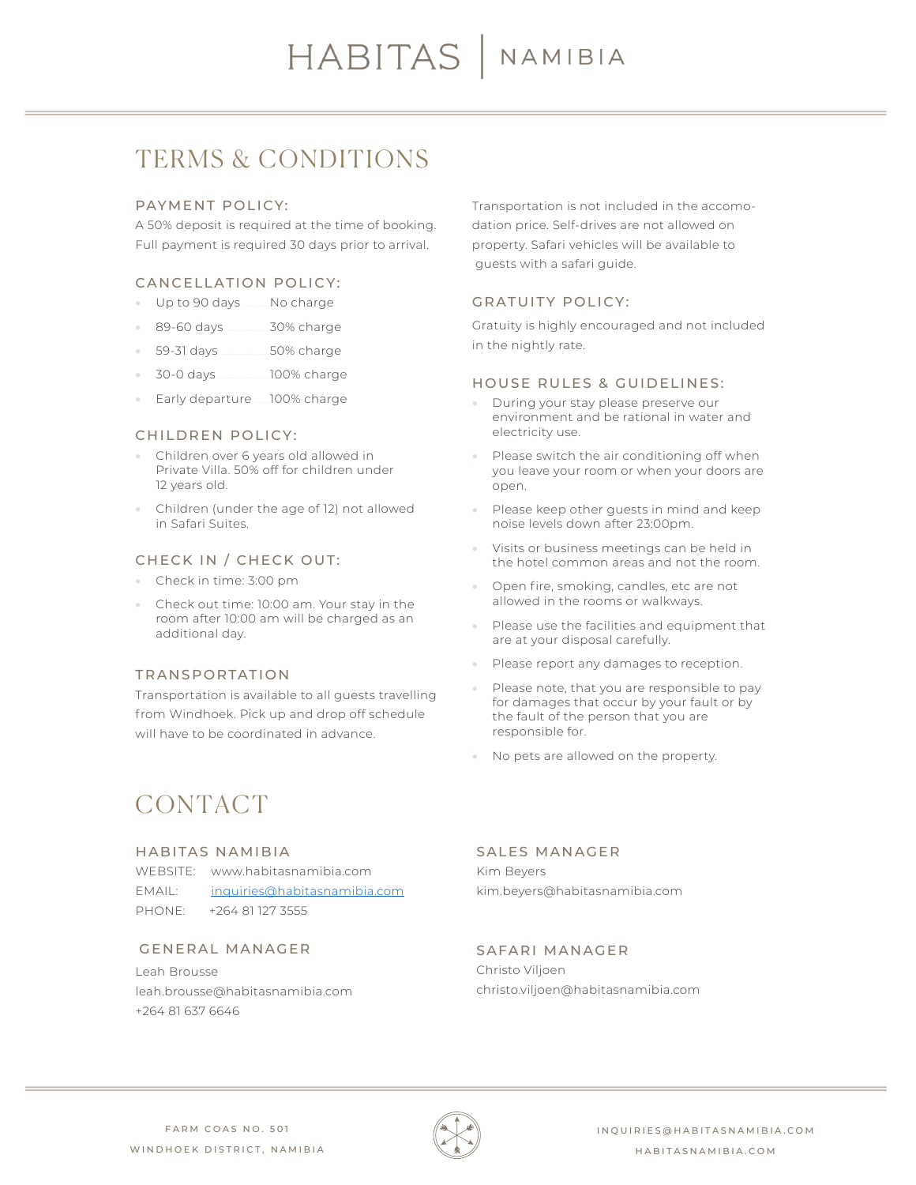# HABITAS | NAMIBIA

## TERMS & CONDITIONS

### PAYMENT POLICY:

A 50% deposit is required at the time of booking. Full payment is required 30 days prior to arrival.

### CANCELLATION POLICY:

- Up to 90 days ........ No charge
- 89-60 days ........ 30% charge
- 59-31 days ........ 50% charge
- 30-0 days ........ 100% charge
- Early departure ........ 100% charge

### CHILDREN POLICY:

- Children over 6 years old allowed in Private Villa. 50% off for children under 12 years old.
- Children (under the age of 12) not allowed in Safari Suites.

### CHECK IN / CHECK OUT:

- Check in time: 3:00 pm
- Check out time: 10:00 am. Your stay in the room after 10:00 am will be charged as an additional day.

### TRANSPORTATION

Transportation is available to all guests travelling from Windhoek. Pick up and drop off schedule will have to be coordinated in advance.

Transportation is not included in the accomodation price. Self-drives are not allowed on property. Safari vehicles will be available to guests with a safari guide.

### GRATUITY POLICY:

Gratuity is highly encouraged and not included in the nightly rate.

### HOUSE RULES & GUIDELINES:

- During your stay please preserve our environment and be rational in water and electricity use.
- Please switch the air conditioning off when you leave your room or when your doors are open.
- Please keep other guests in mind and keep noise levels down after 23:00pm.
- Visits or business meetings can be held in the hotel common areas and not the room.
- Open fire, smoking, candles, etc are not allowed in the rooms or walkways.
- Please use the facilities and equipment that are at your disposal carefully.
- Please report any damages to reception.
- Please note, that you are responsible to pay for damages that occur by your fault or by the fault of the person that you are responsible for.
- No pets are allowed on the property.

## CONTACT

### HABITAS NAMIBIA

WEBSITE: www.habitasnamibia.com
EMAIL: inquiries@habitasnamibia.com
PHONE: +264 81 127 3555

### GENERAL MANAGER

Leah Brousse
leah.brousse@habitasnamibia.com
+264 81 637 6646

### SALES MANAGER

Kim Beyers
kim.beyers@habitasnamibia.com

### SAFARI MANAGER

Christo Viljoen
christo.viljoen@habitasnamibia.com

FARM COAS NO. 501
WINDHOEK DISTRICT, NAMIBIA

INQUIRIES@HABITASNAMIBIA.COM
HABITASNAMIBIA.COM